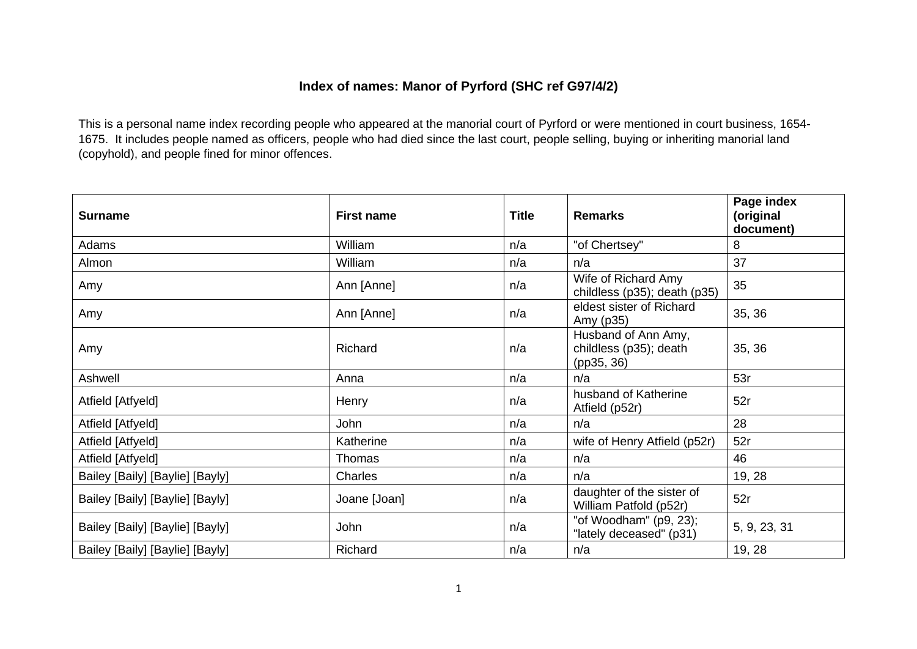# Index of names: Manor of Pyrford (SHC ref G97/4/2)

This is a personal name index recording people who appeared at the manorial court of Pyrford or were mentioned in court business, 1654-1675. It includes people named as officers, people who had died since the last court, people selling, buying or inheriting manorial land (copyhold), and people fined for minor offences.

| Surname | First name | Title | Remarks | Page index (original document) |
|---|---|---|---|---|
| Adams | William | n/a | "of Chertsey" | 8 |
| Almon | William | n/a | n/a | 37 |
| Amy | Ann [Anne] | n/a | Wife of Richard Amy childless (p35); death (p35) | 35 |
| Amy | Ann [Anne] | n/a | eldest sister of Richard Amy (p35) | 35, 36 |
| Amy | Richard | n/a | Husband of Ann Amy, childless (p35); death (pp35, 36) | 35, 36 |
| Ashwell | Anna | n/a | n/a | 53r |
| Atfield [Atfyeld] | Henry | n/a | husband of Katherine Atfield (p52r) | 52r |
| Atfield [Atfyeld] | John | n/a | n/a | 28 |
| Atfield [Atfyeld] | Katherine | n/a | wife of Henry Atfield (p52r) | 52r |
| Atfield [Atfyeld] | Thomas | n/a | n/a | 46 |
| Bailey [Baily] [Baylie] [Bayly] | Charles | n/a | n/a | 19, 28 |
| Bailey [Baily] [Baylie] [Bayly] | Joane [Joan] | n/a | daughter of the sister of William Patfold (p52r) | 52r |
| Bailey [Baily] [Baylie] [Bayly] | John | n/a | "of Woodham" (p9, 23); "lately deceased" (p31) | 5, 9, 23, 31 |
| Bailey [Baily] [Baylie] [Bayly] | Richard | n/a | n/a | 19, 28 |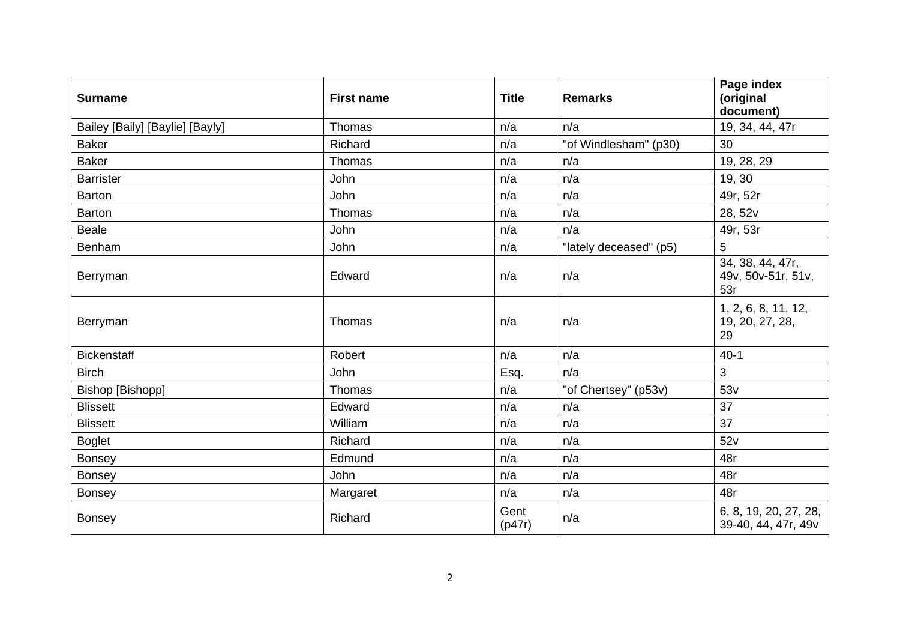| Surname | First name | Title | Remarks | Page index (original document) |
|---|---|---|---|---|
| Bailey [Baily] [Baylie] [Bayly] | Thomas | n/a | n/a | 19, 34, 44, 47r |
| Baker | Richard | n/a | "of Windlesham" (p30) | 30 |
| Baker | Thomas | n/a | n/a | 19, 28, 29 |
| Barrister | John | n/a | n/a | 19, 30 |
| Barton | John | n/a | n/a | 49r, 52r |
| Barton | Thomas | n/a | n/a | 28, 52v |
| Beale | John | n/a | n/a | 49r, 53r |
| Benham | John | n/a | "lately deceased" (p5) | 5 |
| Berryman | Edward | n/a | n/a | 34, 38, 44, 47r, 49v, 50v-51r, 51v, 53r |
| Berryman | Thomas | n/a | n/a | 1, 2, 6, 8, 11, 12, 19, 20, 27, 28, 29 |
| Bickenstaff | Robert | n/a | n/a | 40-1 |
| Birch | John | Esq. | n/a | 3 |
| Bishop [Bishopp] | Thomas | n/a | "of Chertsey" (p53v) | 53v |
| Blissett | Edward | n/a | n/a | 37 |
| Blissett | William | n/a | n/a | 37 |
| Boglet | Richard | n/a | n/a | 52v |
| Bonsey | Edmund | n/a | n/a | 48r |
| Bonsey | John | n/a | n/a | 48r |
| Bonsey | Margaret | n/a | n/a | 48r |
| Bonsey | Richard | Gent (p47r) | n/a | 6, 8, 19, 20, 27, 28, 39-40, 44, 47r, 49v |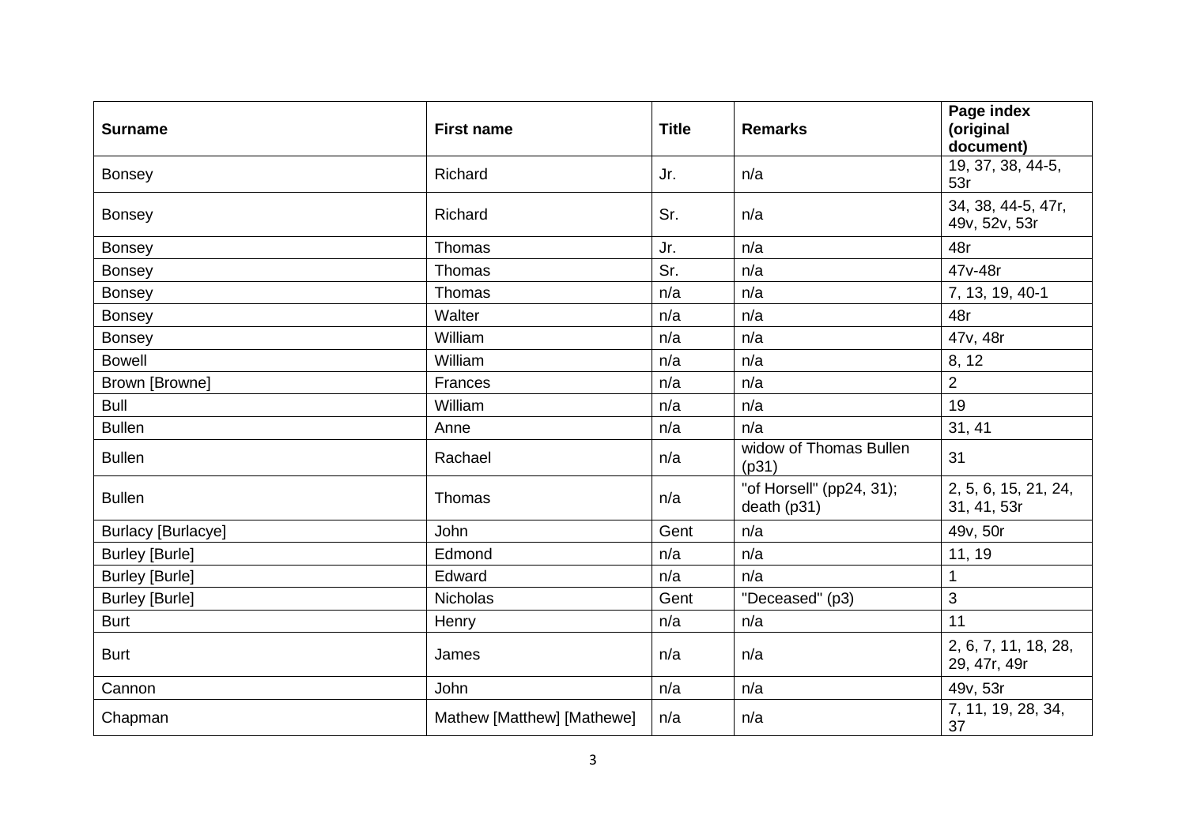| Surname | First name | Title | Remarks | Page index (original document) |
|---|---|---|---|---|
| Bonsey | Richard | Jr. | n/a | 19, 37, 38, 44-5, 53r |
| Bonsey | Richard | Sr. | n/a | 34, 38, 44-5, 47r, 49v, 52v, 53r |
| Bonsey | Thomas | Jr. | n/a | 48r |
| Bonsey | Thomas | Sr. | n/a | 47v-48r |
| Bonsey | Thomas | n/a | n/a | 7, 13, 19, 40-1 |
| Bonsey | Walter | n/a | n/a | 48r |
| Bonsey | William | n/a | n/a | 47v, 48r |
| Bowell | William | n/a | n/a | 8, 12 |
| Brown [Browne] | Frances | n/a | n/a | 2 |
| Bull | William | n/a | n/a | 19 |
| Bullen | Anne | n/a | n/a | 31, 41 |
| Bullen | Rachael | n/a | widow of Thomas Bullen (p31) | 31 |
| Bullen | Thomas | n/a | "of Horsell" (pp24, 31); death (p31) | 2, 5, 6, 15, 21, 24, 31, 41, 53r |
| Burlacy [Burlacye] | John | Gent | n/a | 49v, 50r |
| Burley [Burle] | Edmond | n/a | n/a | 11, 19 |
| Burley [Burle] | Edward | n/a | n/a | 1 |
| Burley [Burle] | Nicholas | Gent | "Deceased" (p3) | 3 |
| Burt | Henry | n/a | n/a | 11 |
| Burt | James | n/a | n/a | 2, 6, 7, 11, 18, 28, 29, 47r, 49r |
| Cannon | John | n/a | n/a | 49v, 53r |
| Chapman | Mathew [Matthew] [Mathewe] | n/a | n/a | 7, 11, 19, 28, 34, 37 |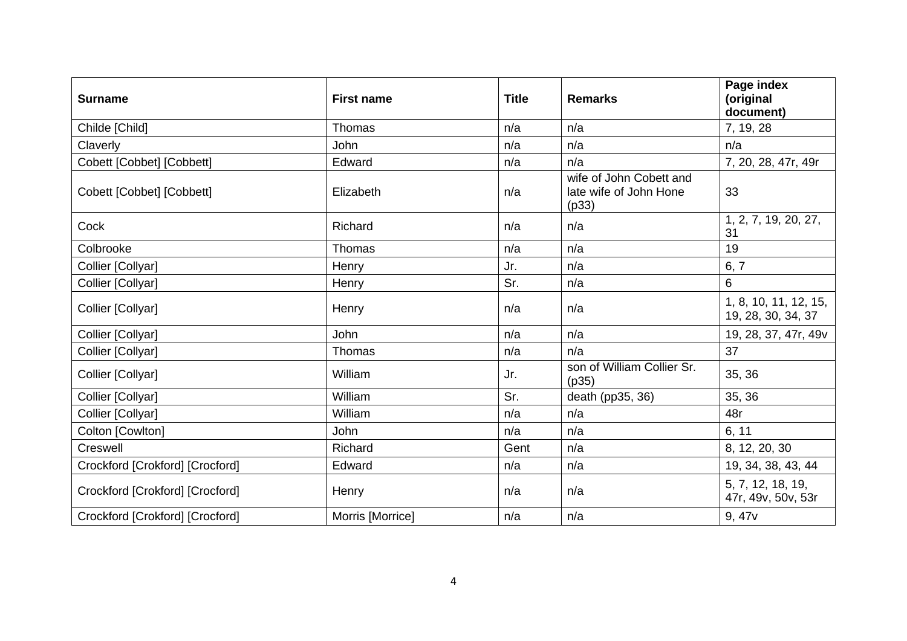| Surname | First name | Title | Remarks | Page index (original document) |
| --- | --- | --- | --- | --- |
| Childe [Child] | Thomas | n/a | n/a | 7, 19, 28 |
| Claverly | John | n/a | n/a | n/a |
| Cobett [Cobbet] [Cobbett] | Edward | n/a | n/a | 7, 20, 28, 47r, 49r |
| Cobett [Cobbet] [Cobbett] | Elizabeth | n/a | wife of John Cobett and late wife of John Hone (p33) | 33 |
| Cock | Richard | n/a | n/a | 1, 2, 7, 19, 20, 27, 31 |
| Colbrooke | Thomas | n/a | n/a | 19 |
| Collier [Collyar] | Henry | Jr. | n/a | 6, 7 |
| Collier [Collyar] | Henry | Sr. | n/a | 6 |
| Collier [Collyar] | Henry | n/a | n/a | 1, 8, 10, 11, 12, 15, 19, 28, 30, 34, 37 |
| Collier [Collyar] | John | n/a | n/a | 19, 28, 37, 47r, 49v |
| Collier [Collyar] | Thomas | n/a | n/a | 37 |
| Collier [Collyar] | William | Jr. | son of William Collier Sr. (p35) | 35, 36 |
| Collier [Collyar] | William | Sr. | death (pp35, 36) | 35, 36 |
| Collier [Collyar] | William | n/a | n/a | 48r |
| Colton [Cowlton] | John | n/a | n/a | 6, 11 |
| Creswell | Richard | Gent | n/a | 8, 12, 20, 30 |
| Crockford [Crokford] [Crocford] | Edward | n/a | n/a | 19, 34, 38, 43, 44 |
| Crockford [Crokford] [Crocford] | Henry | n/a | n/a | 5, 7, 12, 18, 19, 47r, 49v, 50v, 53r |
| Crockford [Crokford] [Crocford] | Morris [Morrice] | n/a | n/a | 9, 47v |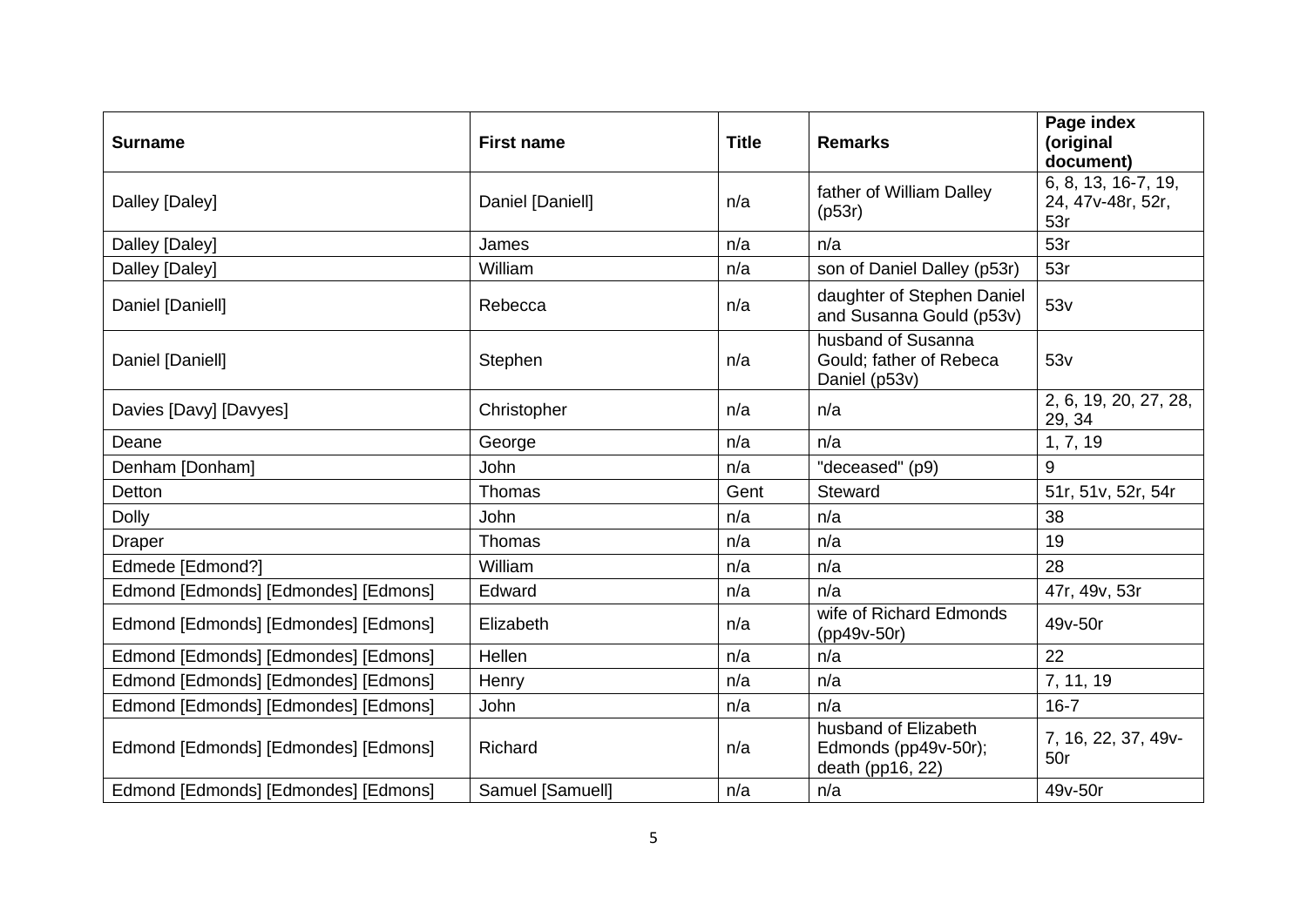| Surname | First name | Title | Remarks | Page index (original document) |
|---|---|---|---|---|
| Dalley [Daley] | Daniel [Daniell] | n/a | father of William Dalley (p53r) | 6, 8, 13, 16-7, 19, 24, 47v-48r, 52r, 53r |
| Dalley [Daley] | James | n/a | n/a | 53r |
| Dalley [Daley] | William | n/a | son of Daniel Dalley (p53r) | 53r |
| Daniel [Daniell] | Rebecca | n/a | daughter of Stephen Daniel and Susanna Gould (p53v) | 53v |
| Daniel [Daniell] | Stephen | n/a | husband of Susanna Gould; father of Rebeca Daniel (p53v) | 53v |
| Davies [Davy] [Davyes] | Christopher | n/a | n/a | 2, 6, 19, 20, 27, 28, 29, 34 |
| Deane | George | n/a | n/a | 1, 7, 19 |
| Denham [Donham] | John | n/a | "deceased" (p9) | 9 |
| Detton | Thomas | Gent | Steward | 51r, 51v, 52r, 54r |
| Dolly | John | n/a | n/a | 38 |
| Draper | Thomas | n/a | n/a | 19 |
| Edmede [Edmond?] | William | n/a | n/a | 28 |
| Edmond [Edmonds] [Edmondes] [Edmons] | Edward | n/a | n/a | 47r, 49v, 53r |
| Edmond [Edmonds] [Edmondes] [Edmons] | Elizabeth | n/a | wife of Richard Edmonds (pp49v-50r) | 49v-50r |
| Edmond [Edmonds] [Edmondes] [Edmons] | Hellen | n/a | n/a | 22 |
| Edmond [Edmonds] [Edmondes] [Edmons] | Henry | n/a | n/a | 7, 11, 19 |
| Edmond [Edmonds] [Edmondes] [Edmons] | John | n/a | n/a | 16-7 |
| Edmond [Edmonds] [Edmondes] [Edmons] | Richard | n/a | husband of Elizabeth Edmonds (pp49v-50r); death (pp16, 22) | 7, 16, 22, 37, 49v-50r |
| Edmond [Edmonds] [Edmondes] [Edmons] | Samuel [Samuell] | n/a | n/a | 49v-50r |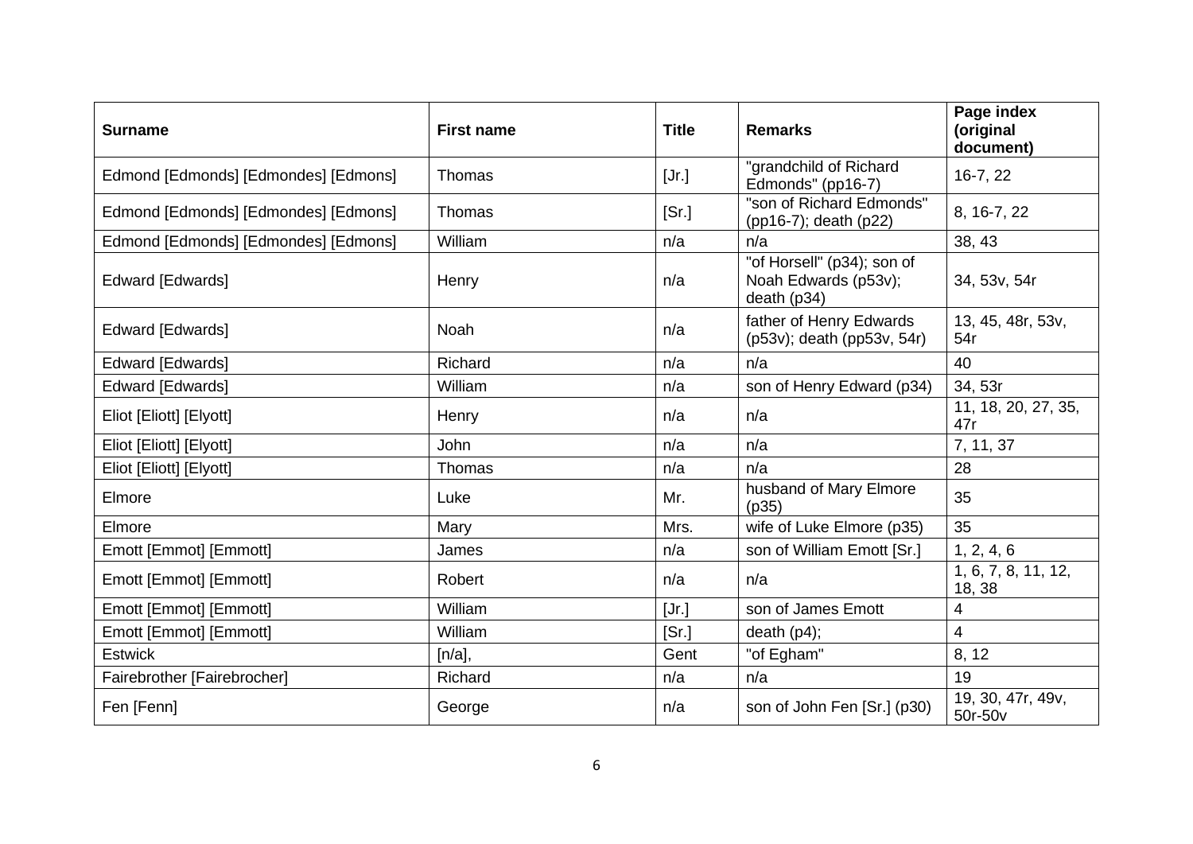| Surname | First name | Title | Remarks | Page index (original document) |
| --- | --- | --- | --- | --- |
| Edmond [Edmonds] [Edmondes] [Edmons] | Thomas | [Jr.] | "grandchild of Richard Edmonds" (pp16-7) | 16-7, 22 |
| Edmond [Edmonds] [Edmondes] [Edmons] | Thomas | [Sr.] | "son of Richard Edmonds" (pp16-7); death (p22) | 8, 16-7, 22 |
| Edmond [Edmonds] [Edmondes] [Edmons] | William | n/a | n/a | 38, 43 |
| Edward [Edwards] | Henry | n/a | "of Horsell" (p34); son of Noah Edwards (p53v); death (p34) | 34, 53v, 54r |
| Edward [Edwards] | Noah | n/a | father of Henry Edwards (p53v); death (pp53v, 54r) | 13, 45, 48r, 53v, 54r |
| Edward [Edwards] | Richard | n/a | n/a | 40 |
| Edward [Edwards] | William | n/a | son of Henry Edward (p34) | 34, 53r |
| Eliot [Eliott] [Elyott] | Henry | n/a | n/a | 11, 18, 20, 27, 35, 47r |
| Eliot [Eliott] [Elyott] | John | n/a | n/a | 7, 11, 37 |
| Eliot [Eliott] [Elyott] | Thomas | n/a | n/a | 28 |
| Elmore | Luke | Mr. | husband of Mary Elmore (p35) | 35 |
| Elmore | Mary | Mrs. | wife of Luke Elmore (p35) | 35 |
| Emott [Emmot] [Emmott] | James | n/a | son of William Emott [Sr.] | 1, 2, 4, 6 |
| Emott [Emmot] [Emmott] | Robert | n/a | n/a | 1, 6, 7, 8, 11, 12, 18, 38 |
| Emott [Emmot] [Emmott] | William | [Jr.] | son of James Emott | 4 |
| Emott [Emmot] [Emmott] | William | [Sr.] | death (p4); | 4 |
| Estwick | [n/a], | Gent | "of Egham" | 8, 12 |
| Fairebrother [Fairebrocher] | Richard | n/a | n/a | 19 |
| Fen [Fenn] | George | n/a | son of John Fen [Sr.] (p30) | 19, 30, 47r, 49v, 50r-50v |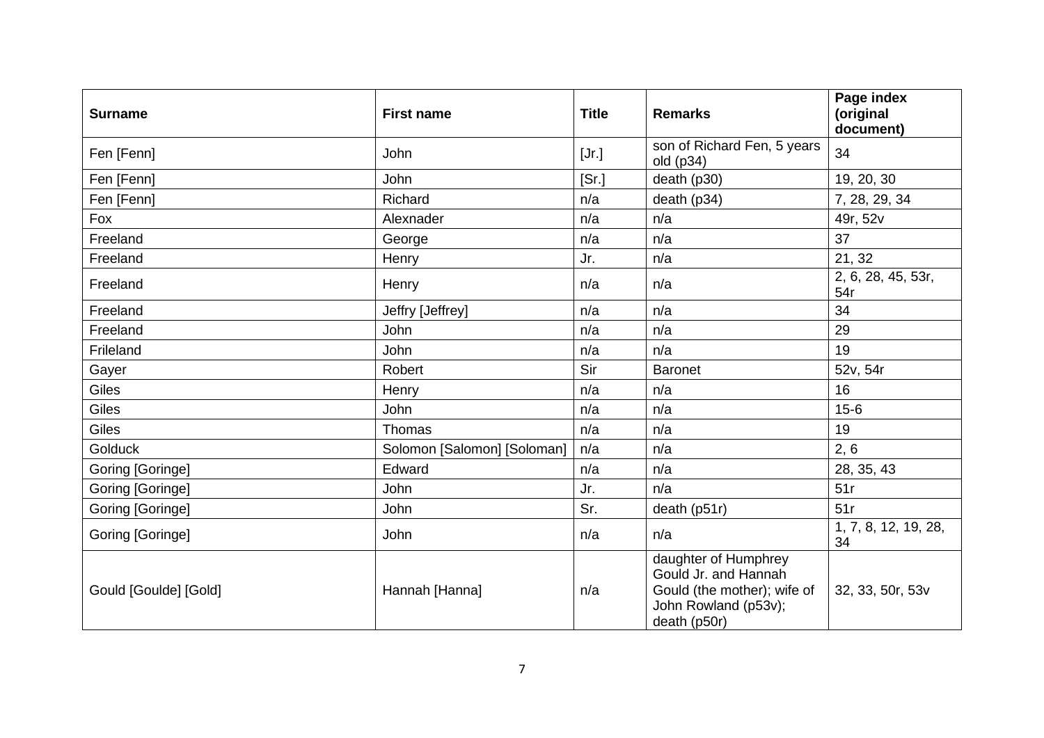| Surname | First name | Title | Remarks | Page index (original document) |
|---|---|---|---|---|
| Fen [Fenn] | John | [Jr.] | son of Richard Fen, 5 years old (p34) | 34 |
| Fen [Fenn] | John | [Sr.] | death (p30) | 19, 20, 30 |
| Fen [Fenn] | Richard | n/a | death (p34) | 7, 28, 29, 34 |
| Fox | Alexnader | n/a | n/a | 49r, 52v |
| Freeland | George | n/a | n/a | 37 |
| Freeland | Henry | Jr. | n/a | 21, 32 |
| Freeland | Henry | n/a | n/a | 2, 6, 28, 45, 53r, 54r |
| Freeland | Jeffry [Jeffrey] | n/a | n/a | 34 |
| Freeland | John | n/a | n/a | 29 |
| Frileland | John | n/a | n/a | 19 |
| Gayer | Robert | Sir | Baronet | 52v, 54r |
| Giles | Henry | n/a | n/a | 16 |
| Giles | John | n/a | n/a | 15-6 |
| Giles | Thomas | n/a | n/a | 19 |
| Golduck | Solomon [Salomon] [Soloman] | n/a | n/a | 2, 6 |
| Goring [Goringe] | Edward | n/a | n/a | 28, 35, 43 |
| Goring [Goringe] | John | Jr. | n/a | 51r |
| Goring [Goringe] | John | Sr. | death (p51r) | 51r |
| Goring [Goringe] | John | n/a | n/a | 1, 7, 8, 12, 19, 28, 34 |
| Gould [Goulde] [Gold] | Hannah [Hanna] | n/a | daughter of Humphrey Gould Jr. and Hannah Gould (the mother); wife of John Rowland (p53v); death (p50r) | 32, 33, 50r, 53v |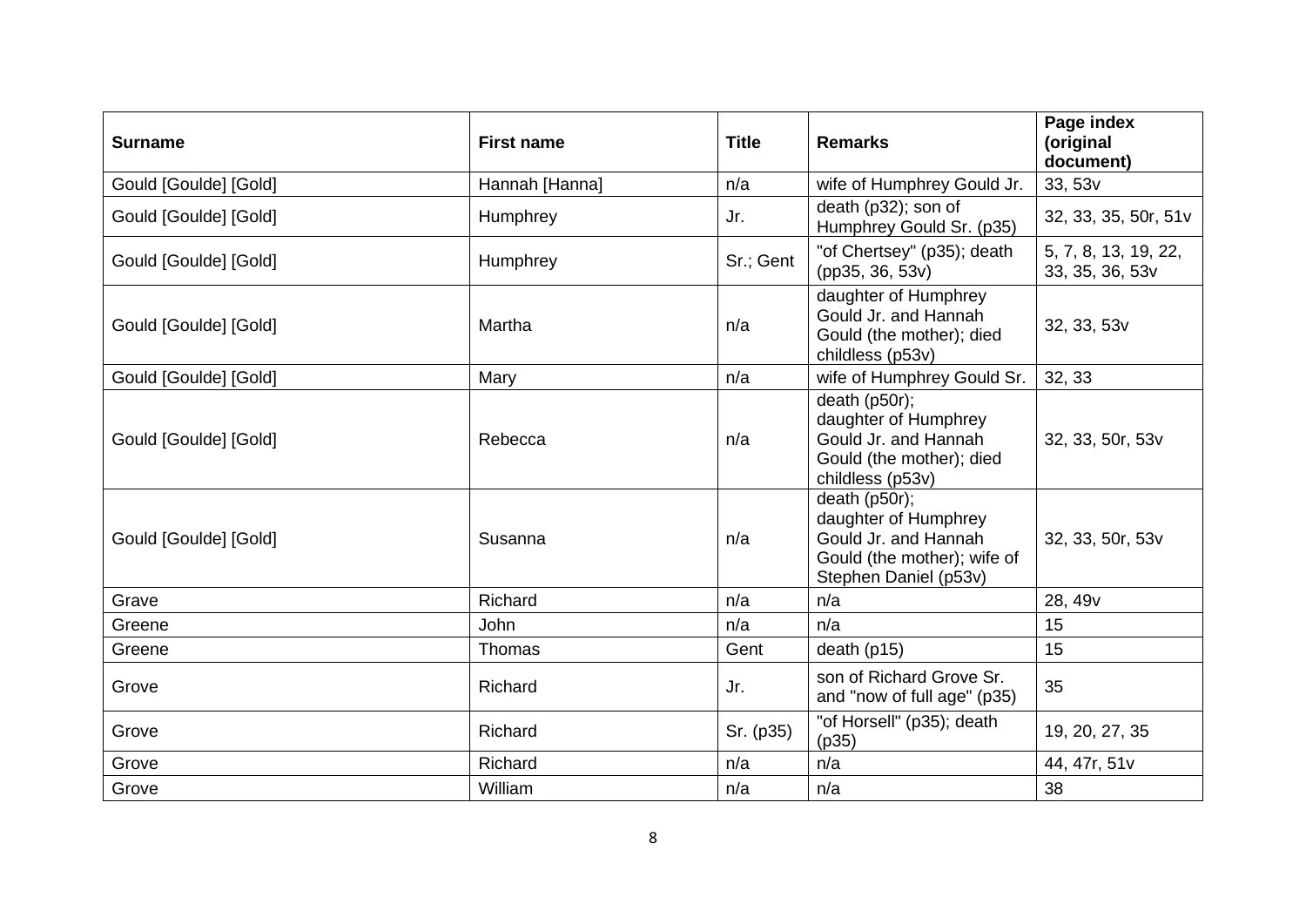| Surname | First name | Title | Remarks | Page index (original document) |
|---|---|---|---|---|
| Gould [Goulde] [Gold] | Hannah [Hanna] | n/a | wife of Humphrey Gould Jr. | 33, 53v |
| Gould [Goulde] [Gold] | Humphrey | Jr. | death (p32); son of Humphrey Gould Sr. (p35) | 32, 33, 35, 50r, 51v |
| Gould [Goulde] [Gold] | Humphrey | Sr.; Gent | "of Chertsey" (p35); death (pp35, 36, 53v) | 5, 7, 8, 13, 19, 22, 33, 35, 36, 53v |
| Gould [Goulde] [Gold] | Martha | n/a | daughter of Humphrey Gould Jr. and Hannah Gould (the mother); died childless (p53v) | 32, 33, 53v |
| Gould [Goulde] [Gold] | Mary | n/a | wife of Humphrey Gould Sr. | 32, 33 |
| Gould [Goulde] [Gold] | Rebecca | n/a | death (p50r); daughter of Humphrey Gould Jr. and Hannah Gould (the mother); died childless (p53v) | 32, 33, 50r, 53v |
| Gould [Goulde] [Gold] | Susanna | n/a | death (p50r); daughter of Humphrey Gould Jr. and Hannah Gould (the mother); wife of Stephen Daniel (p53v) | 32, 33, 50r, 53v |
| Grave | Richard | n/a | n/a | 28, 49v |
| Greene | John | n/a | n/a | 15 |
| Greene | Thomas | Gent | death (p15) | 15 |
| Grove | Richard | Jr. | son of Richard Grove Sr. and "now of full age" (p35) | 35 |
| Grove | Richard | Sr. (p35) | "of Horsell" (p35); death (p35) | 19, 20, 27, 35 |
| Grove | Richard | n/a | n/a | 44, 47r, 51v |
| Grove | William | n/a | n/a | 38 |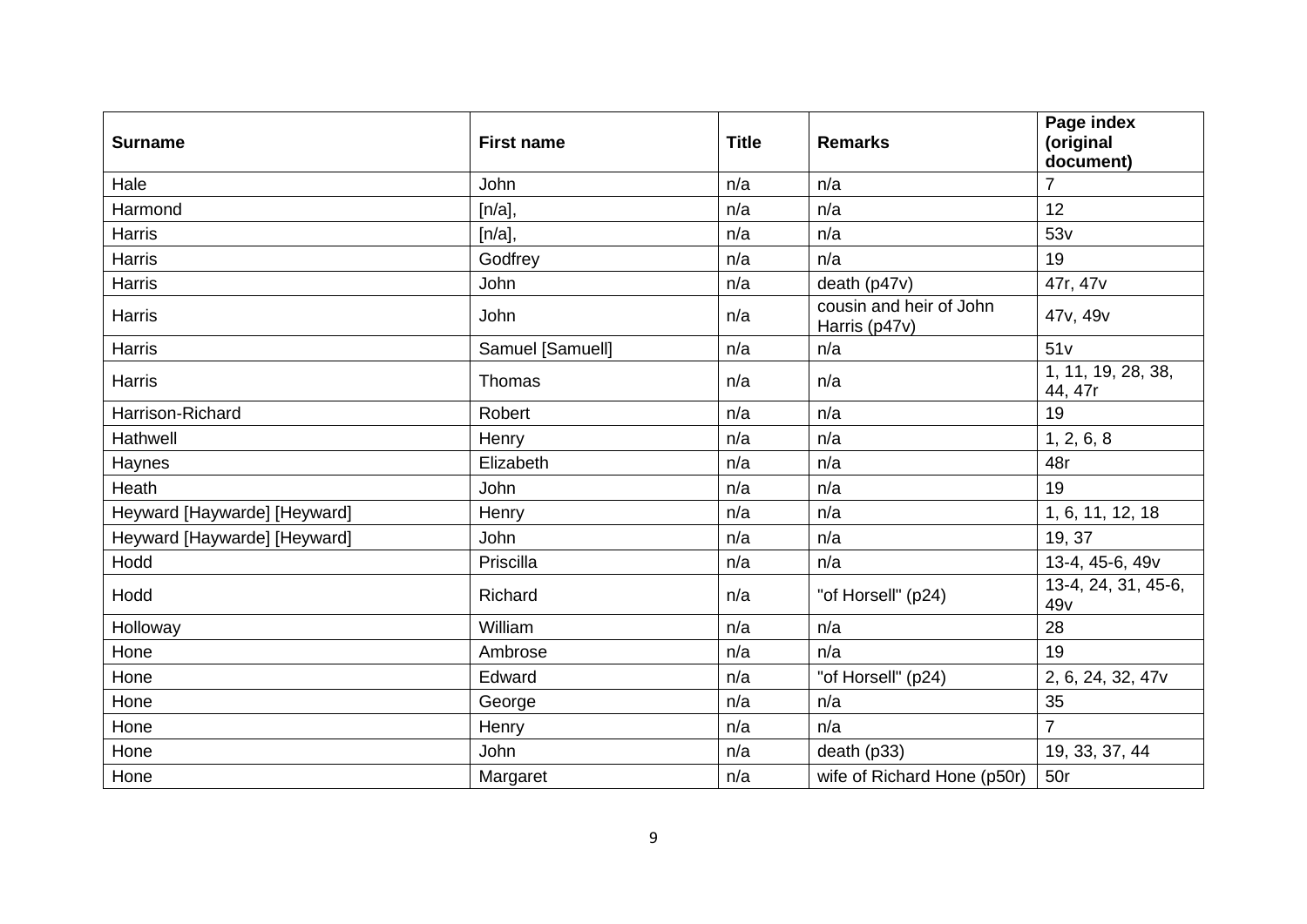| Surname | First name | Title | Remarks | Page index (original document) |
|---|---|---|---|---|
| Hale | John | n/a | n/a | 7 |
| Harmond | [n/a], | n/a | n/a | 12 |
| Harris | [n/a], | n/a | n/a | 53v |
| Harris | Godfrey | n/a | n/a | 19 |
| Harris | John | n/a | death (p47v) | 47r, 47v |
| Harris | John | n/a | cousin and heir of John Harris (p47v) | 47v, 49v |
| Harris | Samuel [Samuell] | n/a | n/a | 51v |
| Harris | Thomas | n/a | n/a | 1, 11, 19, 28, 38, 44, 47r |
| Harrison-Richard | Robert | n/a | n/a | 19 |
| Hathwell | Henry | n/a | n/a | 1, 2, 6, 8 |
| Haynes | Elizabeth | n/a | n/a | 48r |
| Heath | John | n/a | n/a | 19 |
| Heyward [Haywarde] [Heyward] | Henry | n/a | n/a | 1, 6, 11, 12, 18 |
| Heyward [Haywarde] [Heyward] | John | n/a | n/a | 19, 37 |
| Hodd | Priscilla | n/a | n/a | 13-4, 45-6, 49v |
| Hodd | Richard | n/a | "of Horsell" (p24) | 13-4, 24, 31, 45-6, 49v |
| Holloway | William | n/a | n/a | 28 |
| Hone | Ambrose | n/a | n/a | 19 |
| Hone | Edward | n/a | "of Horsell" (p24) | 2, 6, 24, 32, 47v |
| Hone | George | n/a | n/a | 35 |
| Hone | Henry | n/a | n/a | 7 |
| Hone | John | n/a | death (p33) | 19, 33, 37, 44 |
| Hone | Margaret | n/a | wife of Richard Hone (p50r) | 50r |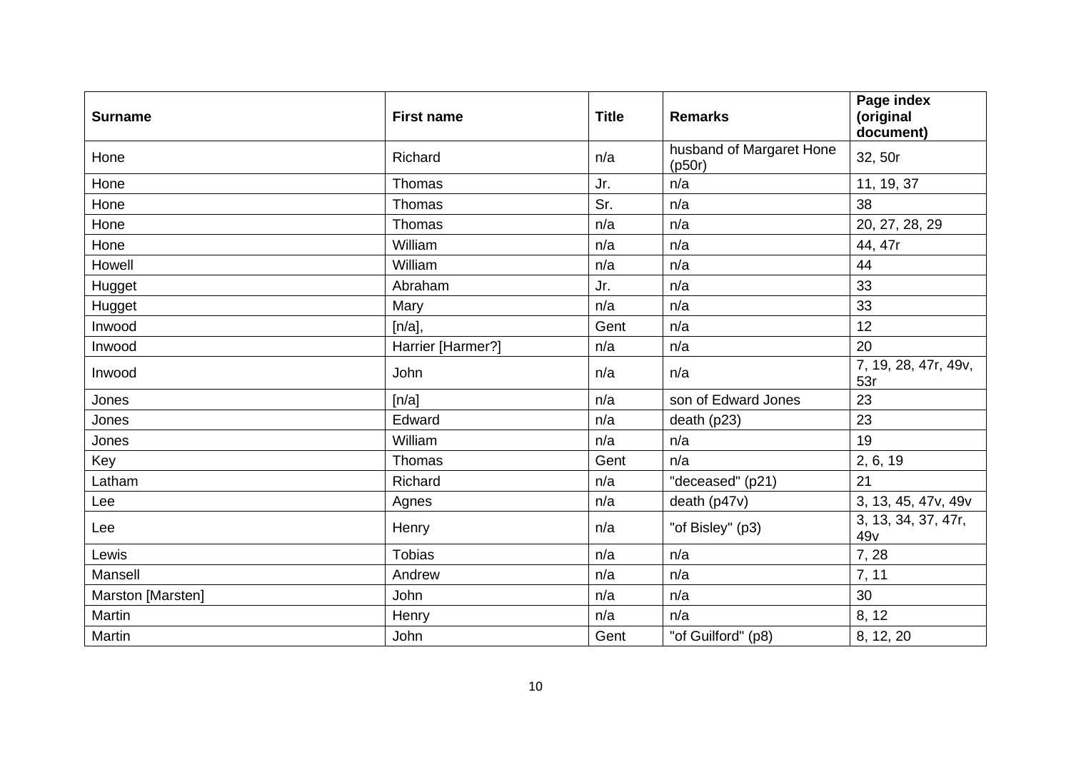| Surname | First name | Title | Remarks | Page index (original document) |
|---|---|---|---|---|
| Hone | Richard | n/a | husband of Margaret Hone (p50r) | 32, 50r |
| Hone | Thomas | Jr. | n/a | 11, 19, 37 |
| Hone | Thomas | Sr. | n/a | 38 |
| Hone | Thomas | n/a | n/a | 20, 27, 28, 29 |
| Hone | William | n/a | n/a | 44, 47r |
| Howell | William | n/a | n/a | 44 |
| Hugget | Abraham | Jr. | n/a | 33 |
| Hugget | Mary | n/a | n/a | 33 |
| Inwood | [n/a], | Gent | n/a | 12 |
| Inwood | Harrier [Harmer?] | n/a | n/a | 20 |
| Inwood | John | n/a | n/a | 7, 19, 28, 47r, 49v, 53r |
| Jones | [n/a] | n/a | son of Edward Jones | 23 |
| Jones | Edward | n/a | death (p23) | 23 |
| Jones | William | n/a | n/a | 19 |
| Key | Thomas | Gent | n/a | 2, 6, 19 |
| Latham | Richard | n/a | "deceased" (p21) | 21 |
| Lee | Agnes | n/a | death (p47v) | 3, 13, 45, 47v, 49v |
| Lee | Henry | n/a | "of Bisley" (p3) | 3, 13, 34, 37, 47r, 49v |
| Lewis | Tobias | n/a | n/a | 7, 28 |
| Mansell | Andrew | n/a | n/a | 7, 11 |
| Marston [Marsten] | John | n/a | n/a | 30 |
| Martin | Henry | n/a | n/a | 8, 12 |
| Martin | John | Gent | "of Guilford" (p8) | 8, 12, 20 |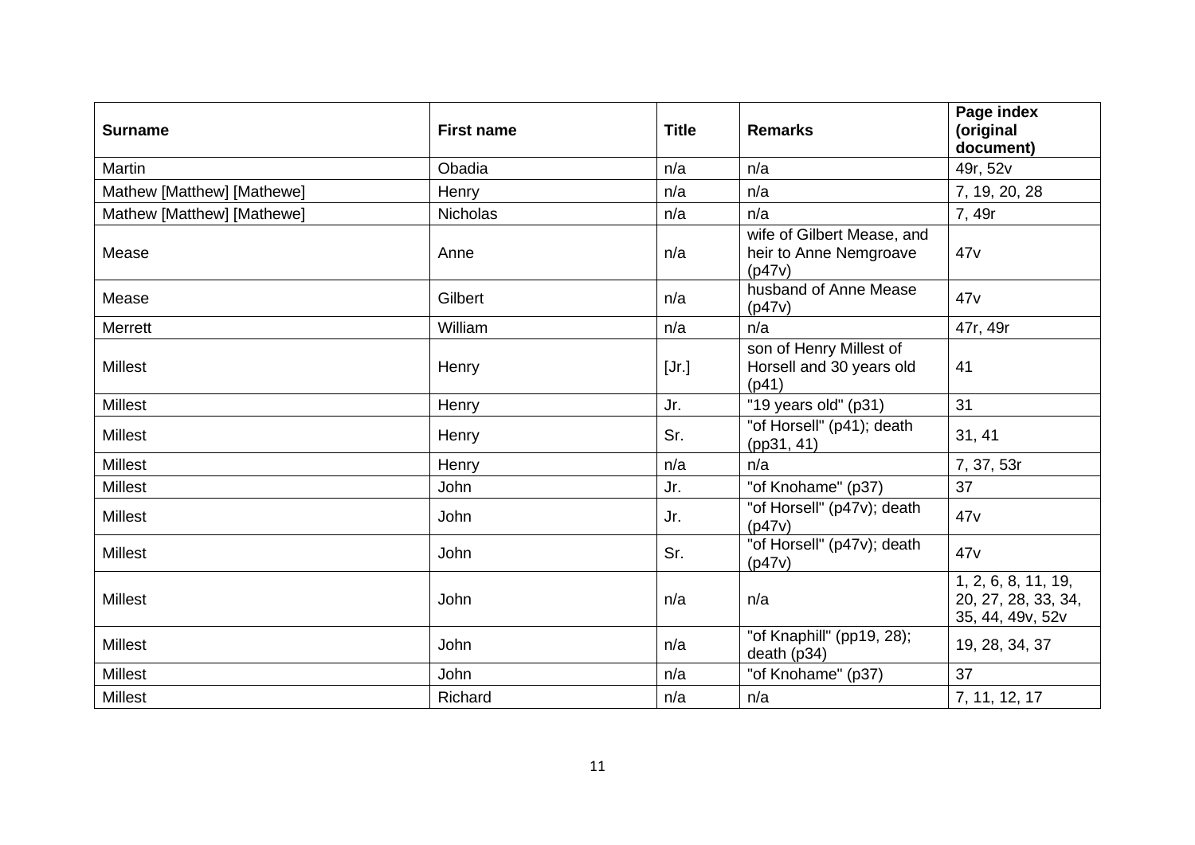| Surname | First name | Title | Remarks | Page index (original document) |
|---|---|---|---|---|
| Martin | Obadia | n/a | n/a | 49r, 52v |
| Mathew [Matthew] [Mathewe] | Henry | n/a | n/a | 7, 19, 20, 28 |
| Mathew [Matthew] [Mathewe] | Nicholas | n/a | n/a | 7, 49r |
| Mease | Anne | n/a | wife of Gilbert Mease, and heir to Anne Nemgroave (p47v) | 47v |
| Mease | Gilbert | n/a | husband of Anne Mease (p47v) | 47v |
| Merrett | William | n/a | n/a | 47r, 49r |
| Millest | Henry | [Jr.] | son of Henry Millest of Horsell and 30 years old (p41) | 41 |
| Millest | Henry | Jr. | "19 years old" (p31) | 31 |
| Millest | Henry | Sr. | "of Horsell" (p41); death (pp31, 41) | 31, 41 |
| Millest | Henry | n/a | n/a | 7, 37, 53r |
| Millest | John | Jr. | "of Knohame" (p37) | 37 |
| Millest | John | Jr. | "of Horsell" (p47v); death (p47v) | 47v |
| Millest | John | Sr. | "of Horsell" (p47v); death (p47v) | 47v |
| Millest | John | n/a | n/a | 1, 2, 6, 8, 11, 19, 20, 27, 28, 33, 34, 35, 44, 49v, 52v |
| Millest | John | n/a | "of Knaphill" (pp19, 28); death (p34) | 19, 28, 34, 37 |
| Millest | John | n/a | "of Knohame" (p37) | 37 |
| Millest | Richard | n/a | n/a | 7, 11, 12, 17 |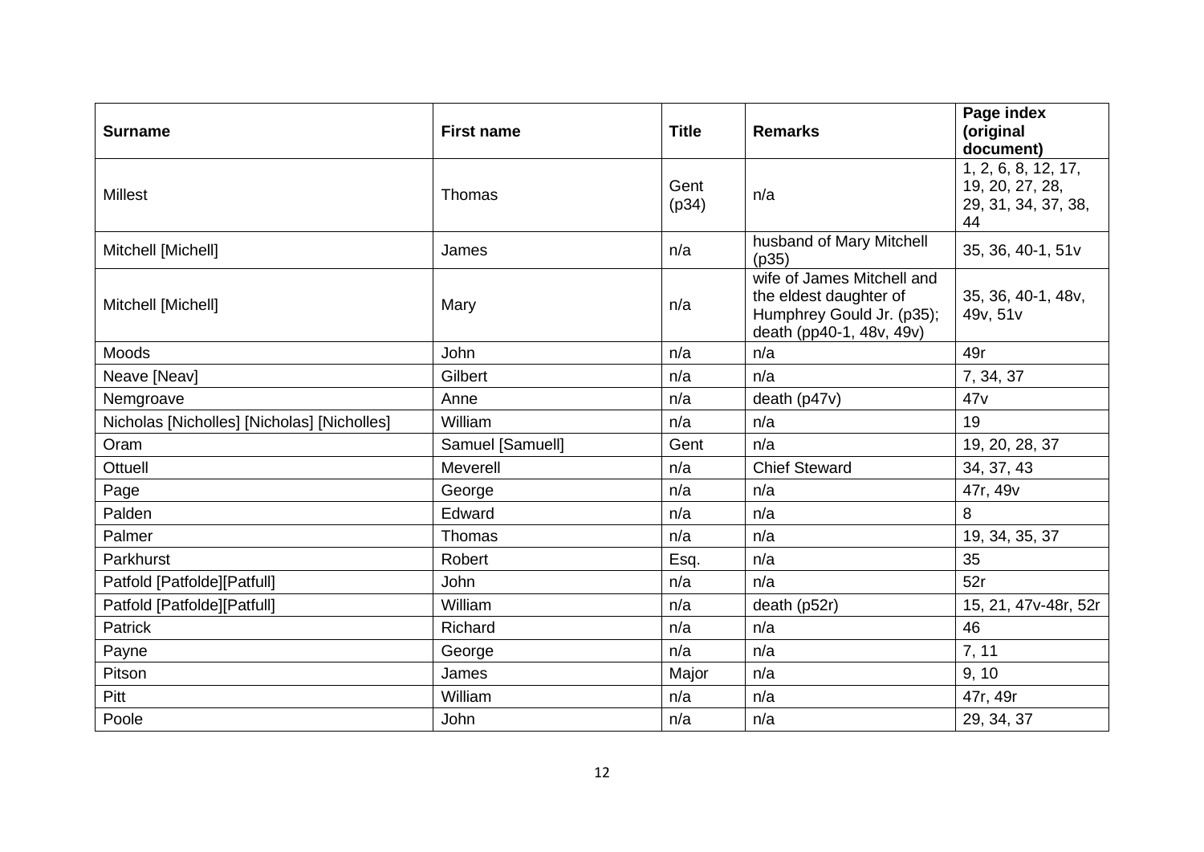| Surname | First name | Title | Remarks | Page index (original document) |
| --- | --- | --- | --- | --- |
| Millest | Thomas | Gent (p34) | n/a | 1, 2, 6, 8, 12, 17, 19, 20, 27, 28, 29, 31, 34, 37, 38, 44 |
| Mitchell [Michell] | James | n/a | husband of Mary Mitchell (p35) | 35, 36, 40-1, 51v |
| Mitchell [Michell] | Mary | n/a | wife of James Mitchell and the eldest daughter of Humphrey Gould Jr. (p35); death (pp40-1, 48v, 49v) | 35, 36, 40-1, 48v, 49v, 51v |
| Moods | John | n/a | n/a | 49r |
| Neave [Neav] | Gilbert | n/a | n/a | 7, 34, 37 |
| Nemgroave | Anne | n/a | death (p47v) | 47v |
| Nicholas [Nicholles] [Nicholas] [Nicholles] | William | n/a | n/a | 19 |
| Oram | Samuel [Samuell] | Gent | n/a | 19, 20, 28, 37 |
| Ottuell | Meverell | n/a | Chief Steward | 34, 37, 43 |
| Page | George | n/a | n/a | 47r, 49v |
| Palden | Edward | n/a | n/a | 8 |
| Palmer | Thomas | n/a | n/a | 19, 34, 35, 37 |
| Parkhurst | Robert | Esq. | n/a | 35 |
| Patfold [Patfolde][Patfull] | John | n/a | n/a | 52r |
| Patfold [Patfolde][Patfull] | William | n/a | death (p52r) | 15, 21, 47v-48r, 52r |
| Patrick | Richard | n/a | n/a | 46 |
| Payne | George | n/a | n/a | 7, 11 |
| Pitson | James | Major | n/a | 9, 10 |
| Pitt | William | n/a | n/a | 47r, 49r |
| Poole | John | n/a | n/a | 29, 34, 37 |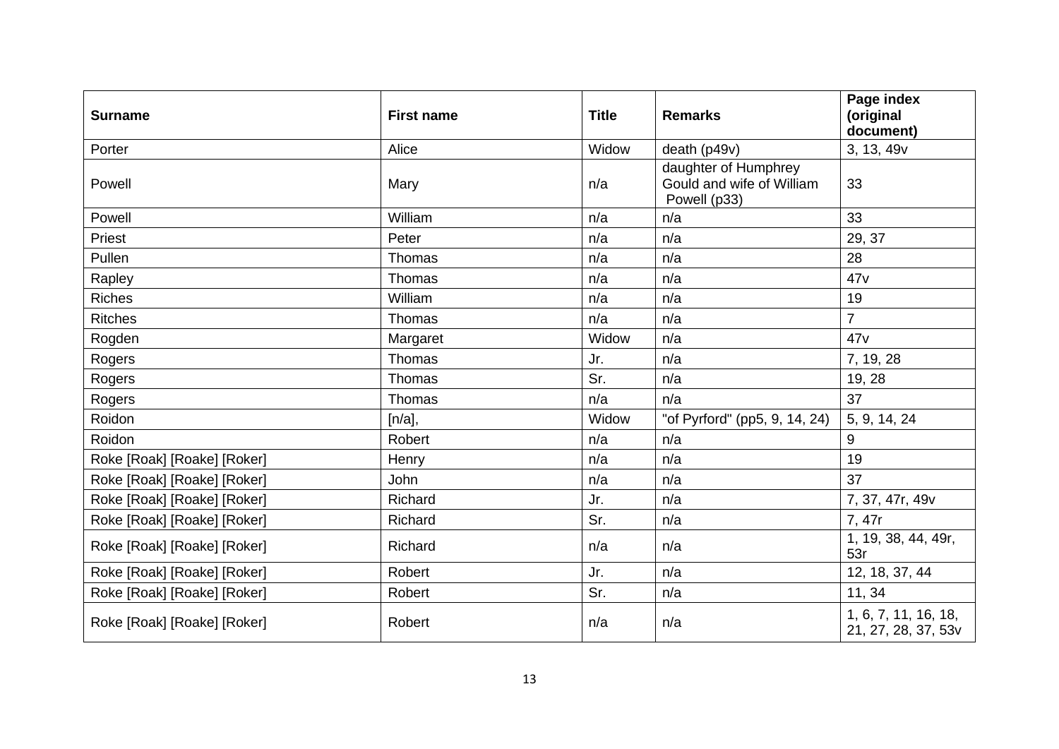| Surname | First name | Title | Remarks | Page index (original document) |
|---|---|---|---|---|
| Porter | Alice | Widow | death (p49v) | 3, 13, 49v |
| Powell | Mary | n/a | daughter of Humphrey Gould and wife of William Powell (p33) | 33 |
| Powell | William | n/a | n/a | 33 |
| Priest | Peter | n/a | n/a | 29, 37 |
| Pullen | Thomas | n/a | n/a | 28 |
| Rapley | Thomas | n/a | n/a | 47v |
| Riches | William | n/a | n/a | 19 |
| Ritches | Thomas | n/a | n/a | 7 |
| Rogden | Margaret | Widow | n/a | 47v |
| Rogers | Thomas | Jr. | n/a | 7, 19, 28 |
| Rogers | Thomas | Sr. | n/a | 19, 28 |
| Rogers | Thomas | n/a | n/a | 37 |
| Roidon | [n/a], | Widow | "of Pyrford" (pp5, 9, 14, 24) | 5, 9, 14, 24 |
| Roidon | Robert | n/a | n/a | 9 |
| Roke [Roak] [Roake] [Roker] | Henry | n/a | n/a | 19 |
| Roke [Roak] [Roake] [Roker] | John | n/a | n/a | 37 |
| Roke [Roak] [Roake] [Roker] | Richard | Jr. | n/a | 7, 37, 47r, 49v |
| Roke [Roak] [Roake] [Roker] | Richard | Sr. | n/a | 7, 47r |
| Roke [Roak] [Roake] [Roker] | Richard | n/a | n/a | 1, 19, 38, 44, 49r, 53r |
| Roke [Roak] [Roake] [Roker] | Robert | Jr. | n/a | 12, 18, 37, 44 |
| Roke [Roak] [Roake] [Roker] | Robert | Sr. | n/a | 11, 34 |
| Roke [Roak] [Roake] [Roker] | Robert | n/a | n/a | 1, 6, 7, 11, 16, 18, 21, 27, 28, 37, 53v |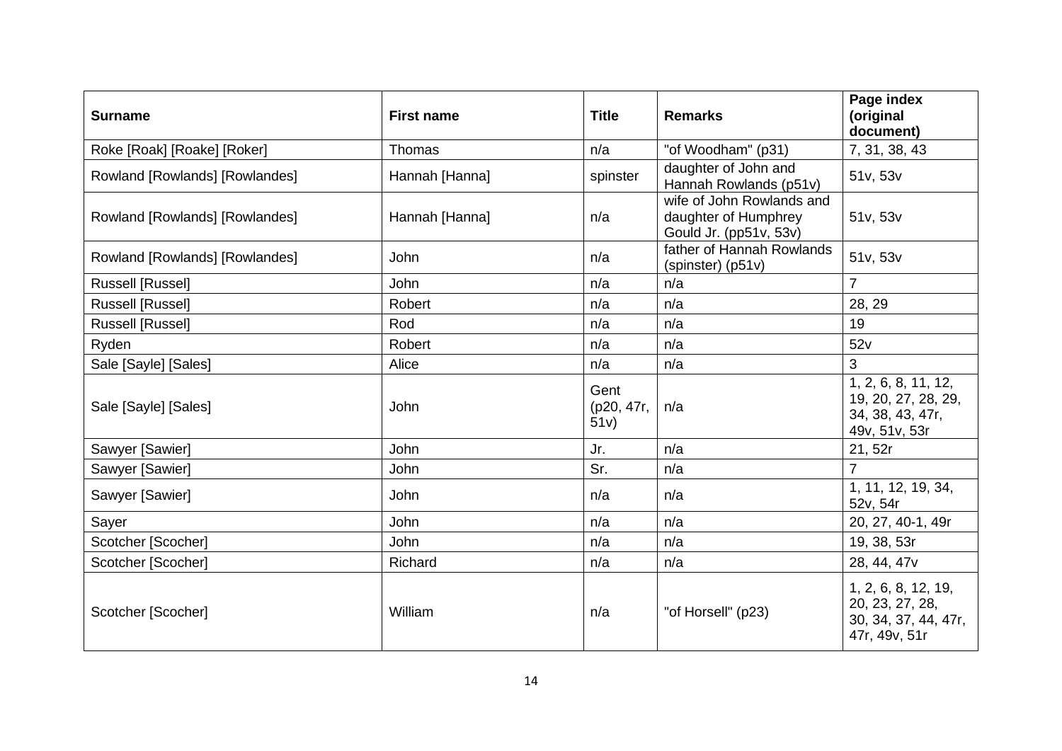| Surname | First name | Title | Remarks | Page index (original document) |
|---|---|---|---|---|
| Roke [Roak] [Roake] [Roker] | Thomas | n/a | "of Woodham" (p31) | 7, 31, 38, 43 |
| Rowland [Rowlands] [Rowlandes] | Hannah [Hanna] | spinster | daughter of John and Hannah Rowlands (p51v) | 51v, 53v |
| Rowland [Rowlands] [Rowlandes] | Hannah [Hanna] | n/a | wife of John Rowlands and daughter of Humphrey Gould Jr. (pp51v, 53v) | 51v, 53v |
| Rowland [Rowlands] [Rowlandes] | John | n/a | father of Hannah Rowlands (spinster) (p51v) | 51v, 53v |
| Russell [Russel] | John | n/a | n/a | 7 |
| Russell [Russel] | Robert | n/a | n/a | 28, 29 |
| Russell [Russel] | Rod | n/a | n/a | 19 |
| Ryden | Robert | n/a | n/a | 52v |
| Sale [Sayle] [Sales] | Alice | n/a | n/a | 3 |
| Sale [Sayle] [Sales] | John | Gent (p20, 47r, 51v) | n/a | 1, 2, 6, 8, 11, 12, 19, 20, 27, 28, 29, 34, 38, 43, 47r, 49v, 51v, 53r |
| Sawyer [Sawier] | John | Jr. | n/a | 21, 52r |
| Sawyer [Sawier] | John | Sr. | n/a | 7 |
| Sawyer [Sawier] | John | n/a | n/a | 1, 11, 12, 19, 34, 52v, 54r |
| Sayer | John | n/a | n/a | 20, 27, 40-1, 49r |
| Scotcher [Scocher] | John | n/a | n/a | 19, 38, 53r |
| Scotcher [Scocher] | Richard | n/a | n/a | 28, 44, 47v |
| Scotcher [Scocher] | William | n/a | "of Horsell" (p23) | 1, 2, 6, 8, 12, 19, 20, 23, 27, 28, 30, 34, 37, 44, 47r, 47r, 49v, 51r |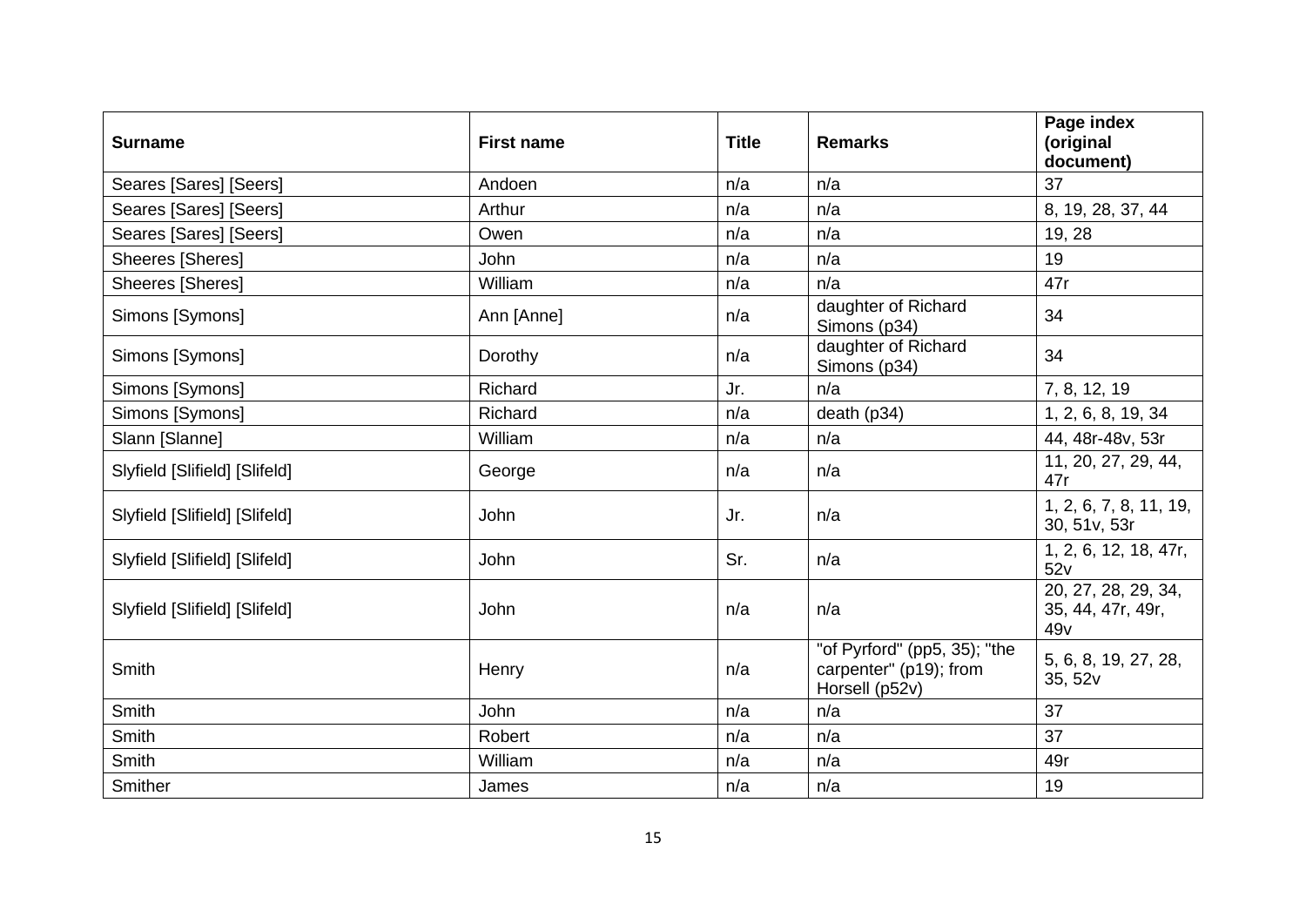| Surname | First name | Title | Remarks | Page index (original document) |
|---|---|---|---|---|
| Seares [Sares] [Seers] | Andoen | n/a | n/a | 37 |
| Seares [Sares] [Seers] | Arthur | n/a | n/a | 8, 19, 28, 37, 44 |
| Seares [Sares] [Seers] | Owen | n/a | n/a | 19, 28 |
| Sheeres [Sheres] | John | n/a | n/a | 19 |
| Sheeres [Sheres] | William | n/a | n/a | 47r |
| Simons [Symons] | Ann [Anne] | n/a | daughter of Richard Simons (p34) | 34 |
| Simons [Symons] | Dorothy | n/a | daughter of Richard Simons (p34) | 34 |
| Simons [Symons] | Richard | Jr. | n/a | 7, 8, 12, 19 |
| Simons [Symons] | Richard | n/a | death (p34) | 1, 2, 6, 8, 19, 34 |
| Slann [Slanne] | William | n/a | n/a | 44, 48r-48v, 53r |
| Slyfield [Slifield] [Slifeld] | George | n/a | n/a | 11, 20, 27, 29, 44, 47r |
| Slyfield [Slifield] [Slifeld] | John | Jr. | n/a | 1, 2, 6, 7, 8, 11, 19, 30, 51v, 53r |
| Slyfield [Slifield] [Slifeld] | John | Sr. | n/a | 1, 2, 6, 12, 18, 47r, 52v |
| Slyfield [Slifield] [Slifeld] | John | n/a | n/a | 20, 27, 28, 29, 34, 35, 44, 47r, 49r, 49v |
| Smith | Henry | n/a | "of Pyrford" (pp5, 35); "the carpenter" (p19); from Horsell (p52v) | 5, 6, 8, 19, 27, 28, 35, 52v |
| Smith | John | n/a | n/a | 37 |
| Smith | Robert | n/a | n/a | 37 |
| Smith | William | n/a | n/a | 49r |
| Smither | James | n/a | n/a | 19 |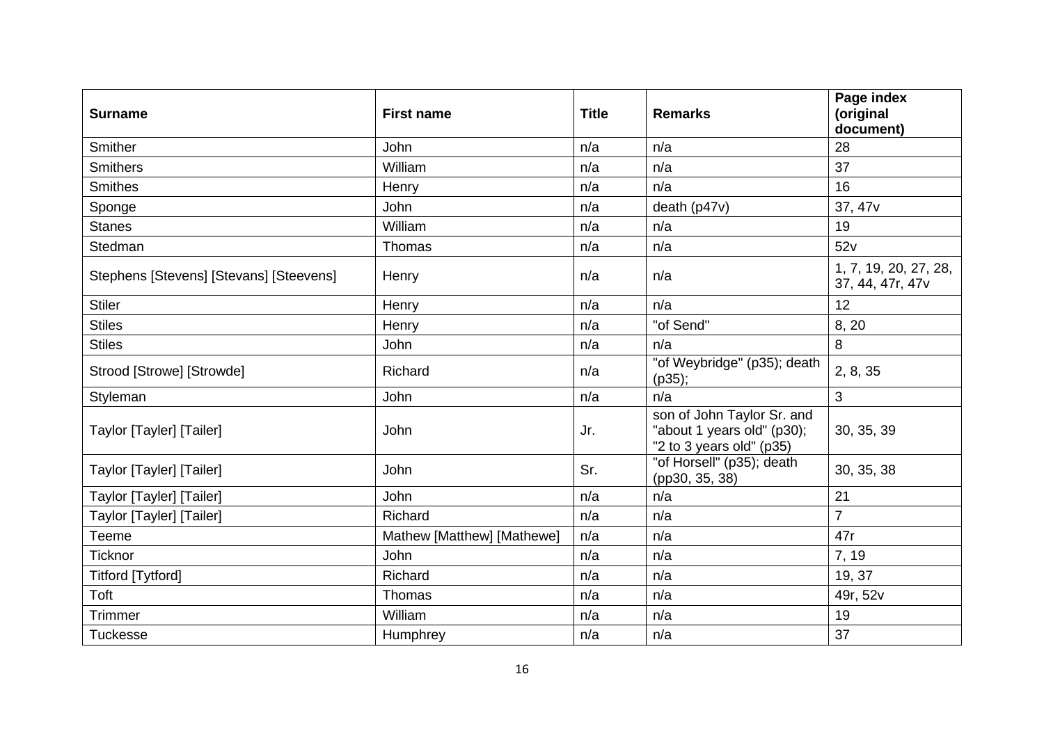| Surname | First name | Title | Remarks | Page index (original document) |
| --- | --- | --- | --- | --- |
| Smither | John | n/a | n/a | 28 |
| Smithers | William | n/a | n/a | 37 |
| Smithes | Henry | n/a | n/a | 16 |
| Sponge | John | n/a | death (p47v) | 37, 47v |
| Stanes | William | n/a | n/a | 19 |
| Stedman | Thomas | n/a | n/a | 52v |
| Stephens [Stevens] [Stevans] [Steevens] | Henry | n/a | n/a | 1, 7, 19, 20, 27, 28, 37, 44, 47r, 47v |
| Stiler | Henry | n/a | n/a | 12 |
| Stiles | Henry | n/a | "of Send" | 8, 20 |
| Stiles | John | n/a | n/a | 8 |
| Strood [Strowe] [Strowde] | Richard | n/a | "of Weybridge" (p35); death (p35); | 2, 8, 35 |
| Styleman | John | n/a | n/a | 3 |
| Taylor [Tayler] [Tailer] | John | Jr. | son of John Taylor Sr. and "about 1 years old" (p30); "2 to 3 years old" (p35) | 30, 35, 39 |
| Taylor [Tayler] [Tailer] | John | Sr. | "of Horsell" (p35); death (pp30, 35, 38) | 30, 35, 38 |
| Taylor [Tayler] [Tailer] | John | n/a | n/a | 21 |
| Taylor [Tayler] [Tailer] | Richard | n/a | n/a | 7 |
| Teeme | Mathew [Matthew] [Mathewe] | n/a | n/a | 47r |
| Ticknor | John | n/a | n/a | 7, 19 |
| Titford [Tytford] | Richard | n/a | n/a | 19, 37 |
| Toft | Thomas | n/a | n/a | 49r, 52v |
| Trimmer | William | n/a | n/a | 19 |
| Tuckesse | Humphrey | n/a | n/a | 37 |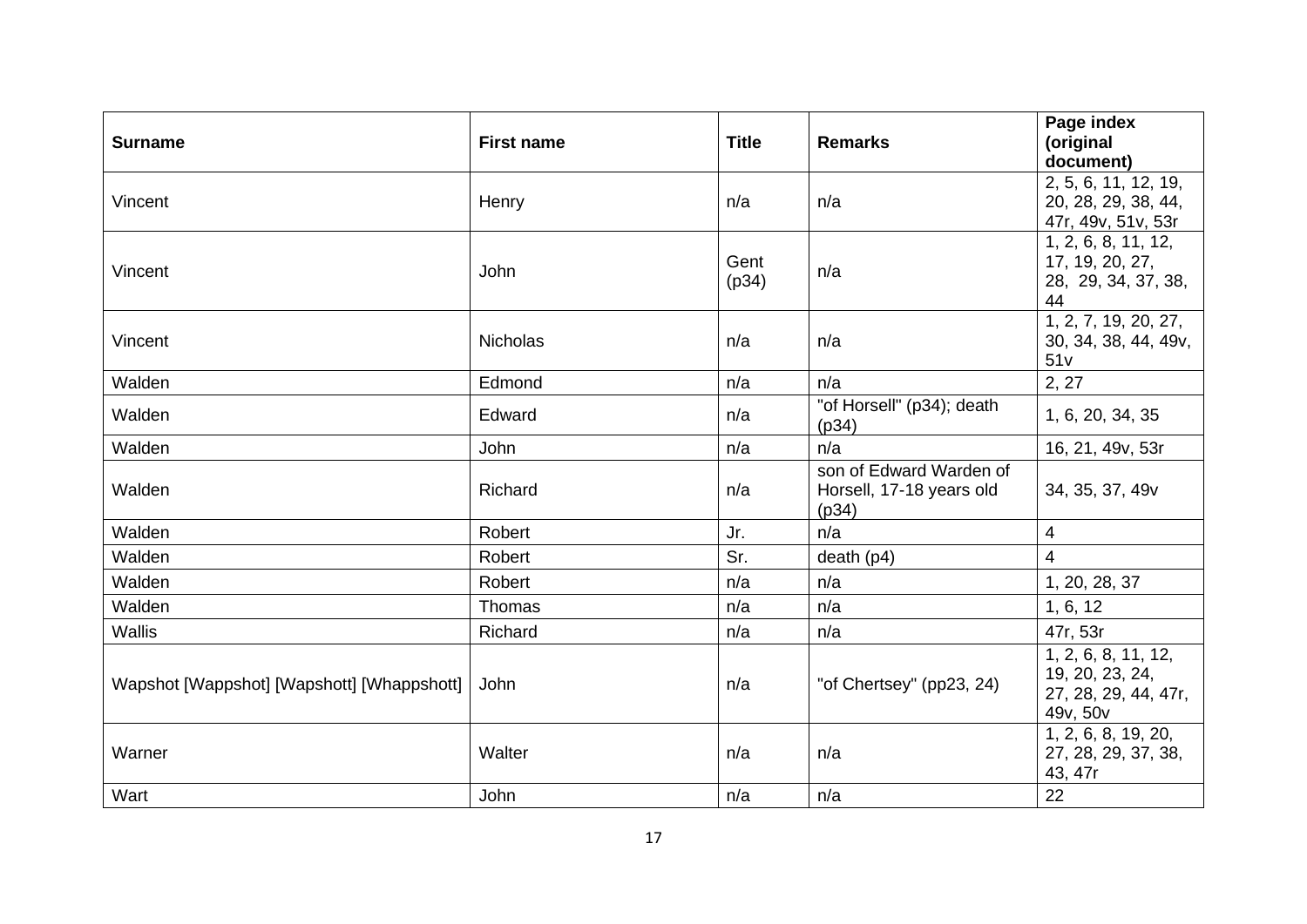| Surname | First name | Title | Remarks | Page index (original document) |
|---|---|---|---|---|
| Vincent | Henry | n/a | n/a | 2, 5, 6, 11, 12, 19, 20, 28, 29, 38, 44, 47r, 49v, 51v, 53r |
| Vincent | John | Gent (p34) | n/a | 1, 2, 6, 8, 11, 12, 17, 19, 20, 27, 28, 29, 34, 37, 38, 44 |
| Vincent | Nicholas | n/a | n/a | 1, 2, 7, 19, 20, 27, 30, 34, 38, 44, 49v, 51v |
| Walden | Edmond | n/a | n/a | 2, 27 |
| Walden | Edward | n/a | "of Horsell" (p34); death (p34) | 1, 6, 20, 34, 35 |
| Walden | John | n/a | n/a | 16, 21, 49v, 53r |
| Walden | Richard | n/a | son of Edward Warden of Horsell, 17-18 years old (p34) | 34, 35, 37, 49v |
| Walden | Robert | Jr. | n/a | 4 |
| Walden | Robert | Sr. | death (p4) | 4 |
| Walden | Robert | n/a | n/a | 1, 20, 28, 37 |
| Walden | Thomas | n/a | n/a | 1, 6, 12 |
| Wallis | Richard | n/a | n/a | 47r, 53r |
| Wapshot [Wappshot] [Wapshott] [Whappshott] | John | n/a | "of Chertsey" (pp23, 24) | 1, 2, 6, 8, 11, 12, 19, 20, 23, 24, 27, 28, 29, 44, 47r, 49v, 50v |
| Warner | Walter | n/a | n/a | 1, 2, 6, 8, 19, 20, 27, 28, 29, 37, 38, 43, 47r |
| Wart | John | n/a | n/a | 22 |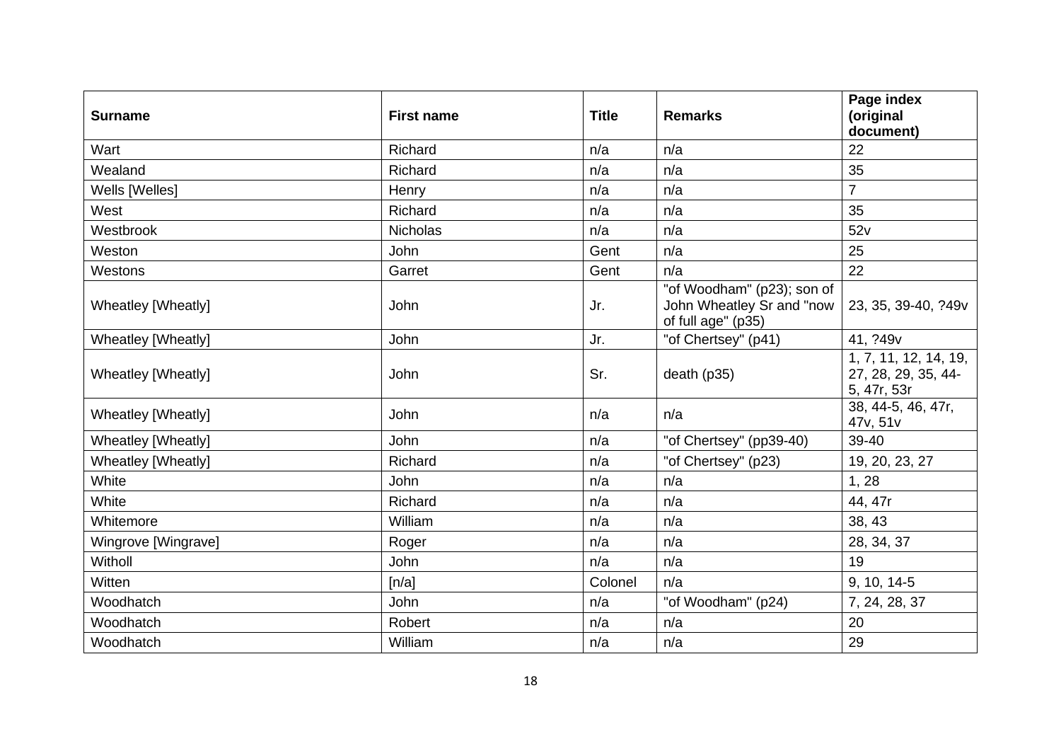| Surname | First name | Title | Remarks | Page index (original document) |
|---|---|---|---|---|
| Wart | Richard | n/a | n/a | 22 |
| Wealand | Richard | n/a | n/a | 35 |
| Wells [Welles] | Henry | n/a | n/a | 7 |
| West | Richard | n/a | n/a | 35 |
| Westbrook | Nicholas | n/a | n/a | 52v |
| Weston | John | Gent | n/a | 25 |
| Westons | Garret | Gent | n/a | 22 |
| Wheatley [Wheatly] | John | Jr. | "of Woodham" (p23); son of John Wheatley Sr and "now of full age" (p35) | 23, 35, 39-40, ?49v |
| Wheatley [Wheatly] | John | Jr. | "of Chertsey" (p41) | 41, ?49v |
| Wheatley [Wheatly] | John | Sr. | death (p35) | 1, 7, 11, 12, 14, 19, 27, 28, 29, 35, 44-5, 47r, 53r |
| Wheatley [Wheatly] | John | n/a | n/a | 38, 44-5, 46, 47r, 47v, 51v |
| Wheatley [Wheatly] | John | n/a | "of Chertsey" (pp39-40) | 39-40 |
| Wheatley [Wheatly] | Richard | n/a | "of Chertsey" (p23) | 19, 20, 23, 27 |
| White | John | n/a | n/a | 1, 28 |
| White | Richard | n/a | n/a | 44, 47r |
| Whitemore | William | n/a | n/a | 38, 43 |
| Wingrove [Wingrave] | Roger | n/a | n/a | 28, 34, 37 |
| Witholl | John | n/a | n/a | 19 |
| Witten | [n/a] | Colonel | n/a | 9, 10, 14-5 |
| Woodhatch | John | n/a | "of Woodham" (p24) | 7, 24, 28, 37 |
| Woodhatch | Robert | n/a | n/a | 20 |
| Woodhatch | William | n/a | n/a | 29 |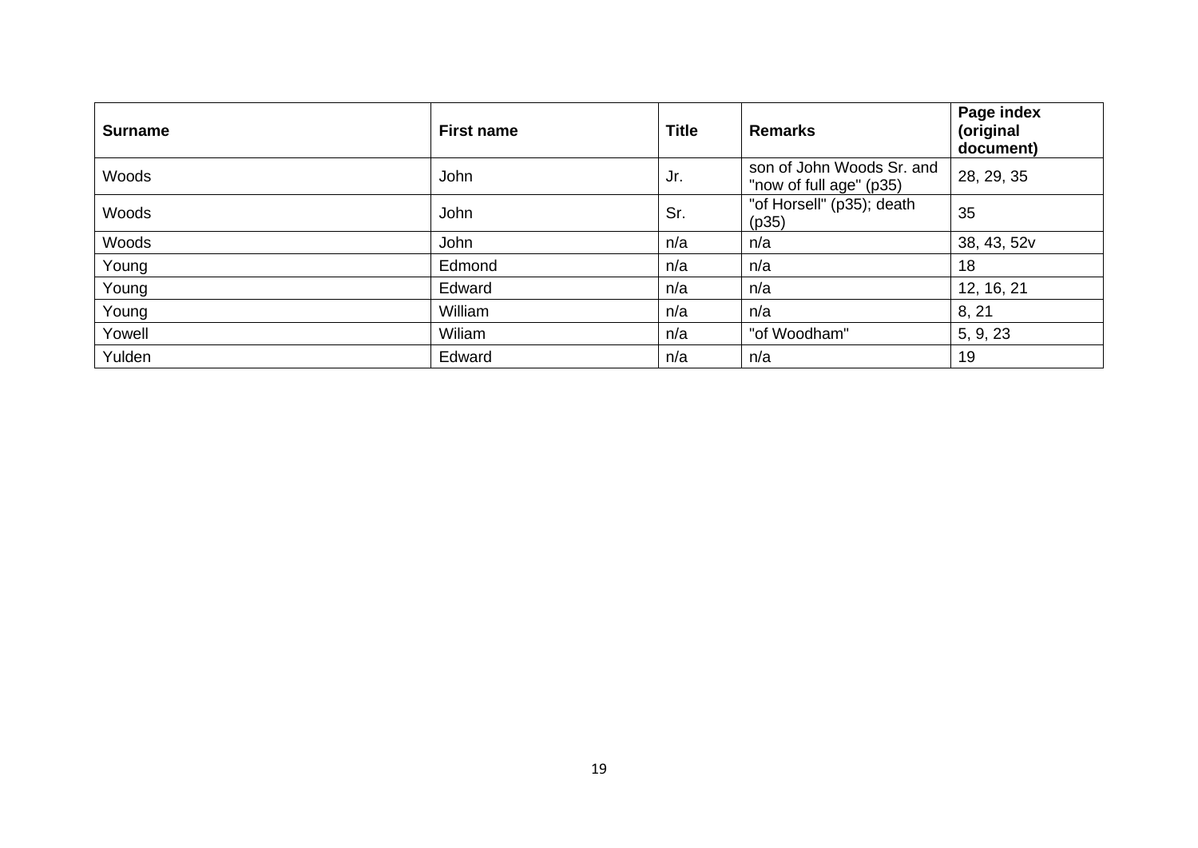| Surname | First name | Title | Remarks | Page index (original document) |
|---|---|---|---|---|
| Woods | John | Jr. | son of John Woods Sr. and "now of full age" (p35) | 28, 29, 35 |
| Woods | John | Sr. | "of Horsell" (p35); death (p35) | 35 |
| Woods | John | n/a | n/a | 38, 43, 52v |
| Young | Edmond | n/a | n/a | 18 |
| Young | Edward | n/a | n/a | 12, 16, 21 |
| Young | William | n/a | n/a | 8, 21 |
| Yowell | Wiliam | n/a | "of Woodham" | 5, 9, 23 |
| Yulden | Edward | n/a | n/a | 19 |